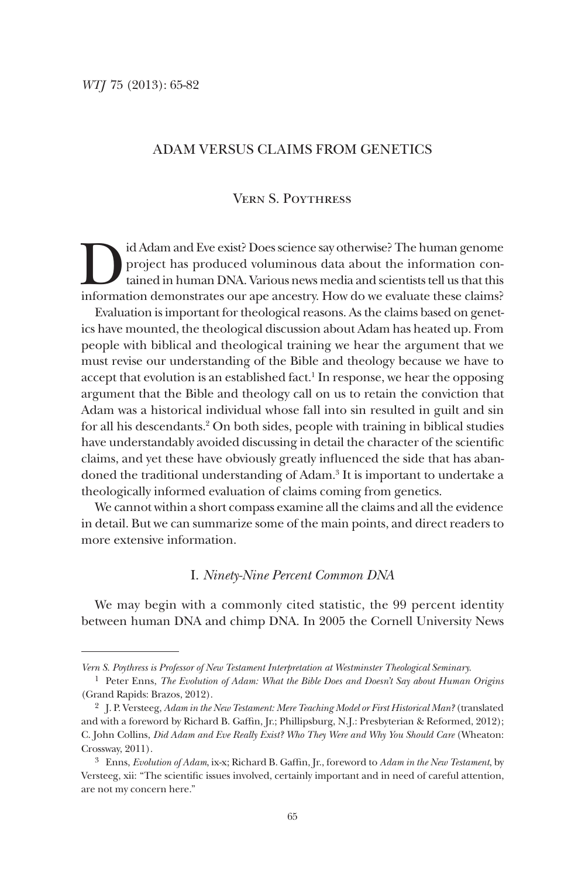# ADAM VERSUS CLAIMS FROM GENETICS

## VERN S. POYTHRESS

Did Adam and Eve exist? Does science say otherwise? The human genome project has produced voluminous data about the information contained in human DNA. Various news media and scientists tell us that this information demonstrates our ape ancestry. How do we evaluate these claims?

Evaluation is important for theological reasons. As the claims based on genetics have mounted, the theological discussion about Adam has heated up. From people with biblical and theological training we hear the argument that we must revise our understanding of the Bible and theology because we have to accept that evolution is an established fact.[1] In response, we hear the opposing argument that the Bible and theology call on us to retain the conviction that Adam was a historical individual whose fall into sin resulted in guilt and sin for all his descendants.[2] On both sides, people with training in biblical studies have understandably avoided discussing in detail the character of the scientific claims, and yet these have obviously greatly influenced the side that has abandoned the traditional understanding of Adam.[3] It is important to undertake a theologically informed evaluation of claims coming from genetics.

We cannot within a short compass examine all the claims and all the evidence in detail. But we can summarize some of the main points, and direct readers to more extensive information.

### I. *Ninety-Nine Percent Common DNA*

We may begin with a commonly cited statistic, the 99 percent identity between human DNA and chimp DNA. In 2005 the Cornell University News

---

*Vern S. Poythress is Professor of New Testament Interpretation at Westminster Theological Seminary.*

[1] Peter Enns, *The Evolution of Adam: What the Bible Does and Doesn't Say about Human Origins* (Grand Rapids: Brazos, 2012).

[2] J. P. Versteeg, *Adam in the New Testament: Mere Teaching Model or First Historical Man?* (translated and with a foreword by Richard B. Gaffin, Jr.; Phillipsburg, N.J.: Presbyterian & Reformed, 2012); C. John Collins, *Did Adam and Eve Really Exist? Who They Were and Why You Should Care* (Wheaton: Crossway, 2011).

[3] Enns, *Evolution of Adam*, ix-x; Richard B. Gaffin, Jr., foreword to *Adam in the New Testament*, by Versteeg, xii: "The scientific issues involved, certainly important and in need of careful attention, are not my concern here."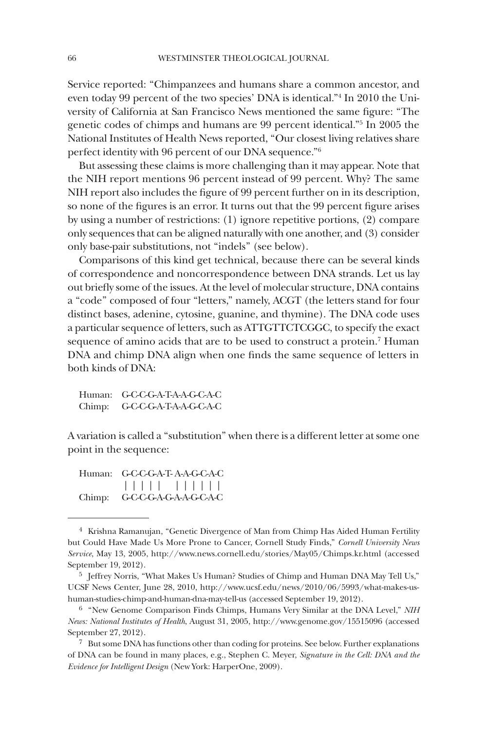Service reported: "Chimpanzees and humans share a common ancestor, and even today 99 percent of the two species' DNA is identical."[4] In 2010 the University of California at San Francisco News mentioned the same figure: "The genetic codes of chimps and humans are 99 percent identical."[5] In 2005 the National Institutes of Health News reported, "Our closest living relatives share perfect identity with 96 percent of our DNA sequence."[6]

But assessing these claims is more challenging than it may appear. Note that the NIH report mentions 96 percent instead of 99 percent. Why? The same NIH report also includes the figure of 99 percent further on in its description, so none of the figures is an error. It turns out that the 99 percent figure arises by using a number of restrictions: (1) ignore repetitive portions, (2) compare only sequences that can be aligned naturally with one another, and (3) consider only base-pair substitutions, not "indels" (see below).

Comparisons of this kind get technical, because there can be several kinds of correspondence and noncorrespondence between DNA strands. Let us lay out briefly some of the issues. At the level of molecular structure, DNA contains a "code" composed of four "letters," namely, ACGT (the letters stand for four distinct bases, adenine, cytosine, guanine, and thymine). The DNA code uses a particular sequence of letters, such as ATTGTTCTCGGC, to specify the exact sequence of amino acids that are to be used to construct a protein.[7] Human DNA and chimp DNA align when one finds the same sequence of letters in both kinds of DNA:

```
Human:  G-C-C-G-A-T-A-A-G-C-A-C
Chimp:  G-C-C-G-A-T-A-A-G-C-A-C
```

A variation is called a "substitution" when there is a different letter at some one point in the sequence:

```
Human:  G-C-C-G-A-T- A-A-G-C-A-C
        | | | | |    | | | | | |
Chimp:  G-C-C-G-A-G-A-A-G-C-A-C
```

---

[4] Krishna Ramanujan, "Genetic Divergence of Man from Chimp Has Aided Human Fertility but Could Have Made Us More Prone to Cancer, Cornell Study Finds," *Cornell University News Service*, May 13, 2005, http://www.news.cornell.edu/stories/May05/Chimps.kr.html (accessed September 19, 2012).

[5] Jeffrey Norris, "What Makes Us Human? Studies of Chimp and Human DNA May Tell Us," UCSF News Center, June 28, 2010, http://www.ucsf.edu/news/2010/06/5993/what-makes-us-human-studies-chimp-and-human-dna-may-tell-us (accessed September 19, 2012).

[6] "New Genome Comparison Finds Chimps, Humans Very Similar at the DNA Level," *NIH News: National Institutes of Health*, August 31, 2005, http://www.genome.gov/15515096 (accessed September 27, 2012).

[7] But some DNA has functions other than coding for proteins. See below. Further explanations of DNA can be found in many places, e.g., Stephen C. Meyer, *Signature in the Cell: DNA and the Evidence for Intelligent Design* (New York: HarperOne, 2009).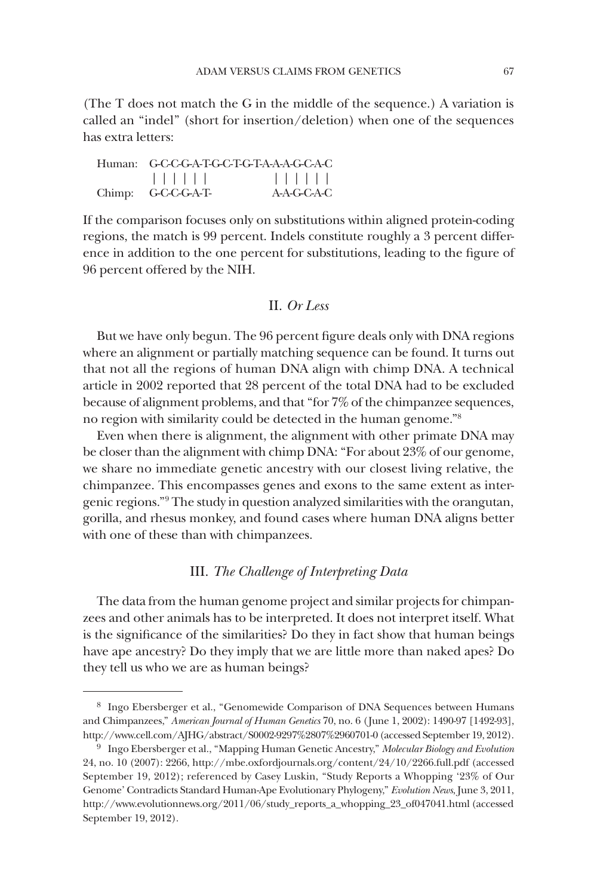(The T does not match the G in the middle of the sequence.) A variation is called an "indel" (short for insertion/deletion) when one of the sequences has extra letters:

```
Human:  G-C-C-G-A-T-G-C-T-G-T-A-A-A-G-C-A-C
        | | | | | |               | | | | | |
Chimp:  G-C-C-G-A-T-              A-A-G-C-A-C
```

If the comparison focuses only on substitutions within aligned protein-coding regions, the match is 99 percent. Indels constitute roughly a 3 percent difference in addition to the one percent for substitutions, leading to the figure of 96 percent offered by the NIH.

## II. *Or Less*

But we have only begun. The 96 percent figure deals only with DNA regions where an alignment or partially matching sequence can be found. It turns out that not all the regions of human DNA align with chimp DNA. A technical article in 2002 reported that 28 percent of the total DNA had to be excluded because of alignment problems, and that "for 7% of the chimpanzee sequences, no region with similarity could be detected in the human genome."[8]

Even when there is alignment, the alignment with other primate DNA may be closer than the alignment with chimp DNA: "For about 23% of our genome, we share no immediate genetic ancestry with our closest living relative, the chimpanzee. This encompasses genes and exons to the same extent as intergenic regions."[9] The study in question analyzed similarities with the orangutan, gorilla, and rhesus monkey, and found cases where human DNA aligns better with one of these than with chimpanzees.

## III. *The Challenge of Interpreting Data*

The data from the human genome project and similar projects for chimpanzees and other animals has to be interpreted. It does not interpret itself. What is the significance of the similarities? Do they in fact show that human beings have ape ancestry? Do they imply that we are little more than naked apes? Do they tell us who we are as human beings?

---

[8] Ingo Ebersberger et al., "Genomewide Comparison of DNA Sequences between Humans and Chimpanzees," *American Journal of Human Genetics* 70, no. 6 (June 1, 2002): 1490-97 [1492-93], http://www.cell.com/AJHG/abstract/S0002-9297%2807%2960701-0 (accessed September 19, 2012).

[9] Ingo Ebersberger et al., "Mapping Human Genetic Ancestry," *Molecular Biology and Evolution* 24, no. 10 (2007): 2266, http://mbe.oxfordjournals.org/content/24/10/2266.full.pdf (accessed September 19, 2012); referenced by Casey Luskin, "Study Reports a Whopping '23% of Our Genome' Contradicts Standard Human-Ape Evolutionary Phylogeny," *Evolution News*, June 3, 2011, http://www.evolutionnews.org/2011/06/study_reports_a_whopping_23_of047041.html (accessed September 19, 2012).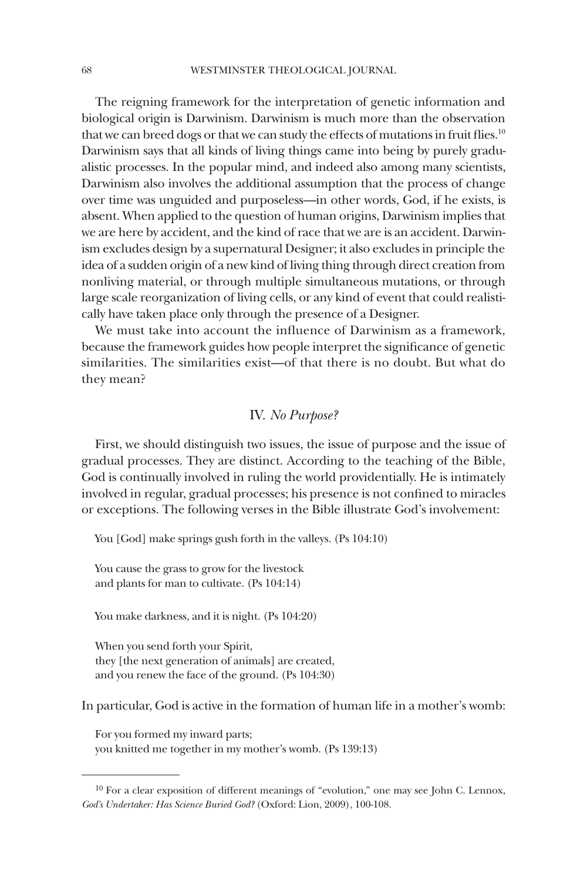The reigning framework for the interpretation of genetic information and biological origin is Darwinism. Darwinism is much more than the observation that we can breed dogs or that we can study the effects of mutations in fruit flies.[10] Darwinism says that all kinds of living things came into being by purely gradualistic processes. In the popular mind, and indeed also among many scientists, Darwinism also involves the additional assumption that the process of change over time was unguided and purposeless—in other words, God, if he exists, is absent. When applied to the question of human origins, Darwinism implies that we are here by accident, and the kind of race that we are is an accident. Darwinism excludes design by a supernatural Designer; it also excludes in principle the idea of a sudden origin of a new kind of living thing through direct creation from nonliving material, or through multiple simultaneous mutations, or through large scale reorganization of living cells, or any kind of event that could realistically have taken place only through the presence of a Designer.

We must take into account the influence of Darwinism as a framework, because the framework guides how people interpret the significance of genetic similarities. The similarities exist—of that there is no doubt. But what do they mean?

## IV. *No Purpose?*

First, we should distinguish two issues, the issue of purpose and the issue of gradual processes. They are distinct. According to the teaching of the Bible, God is continually involved in ruling the world providentially. He is intimately involved in regular, gradual processes; his presence is not confined to miracles or exceptions. The following verses in the Bible illustrate God's involvement:

> You [God] make springs gush forth in the valleys. (Ps 104:10)
>
> You cause the grass to grow for the livestock
> and plants for man to cultivate. (Ps 104:14)
>
> You make darkness, and it is night. (Ps 104:20)
>
> When you send forth your Spirit,
> they [the next generation of animals] are created,
> and you renew the face of the ground. (Ps 104:30)

In particular, God is active in the formation of human life in a mother's womb:

> For you formed my inward parts;
> you knitted me together in my mother's womb. (Ps 139:13)

---

[10] For a clear exposition of different meanings of "evolution," one may see John C. Lennox, *God's Undertaker: Has Science Buried God?* (Oxford: Lion, 2009), 100-108.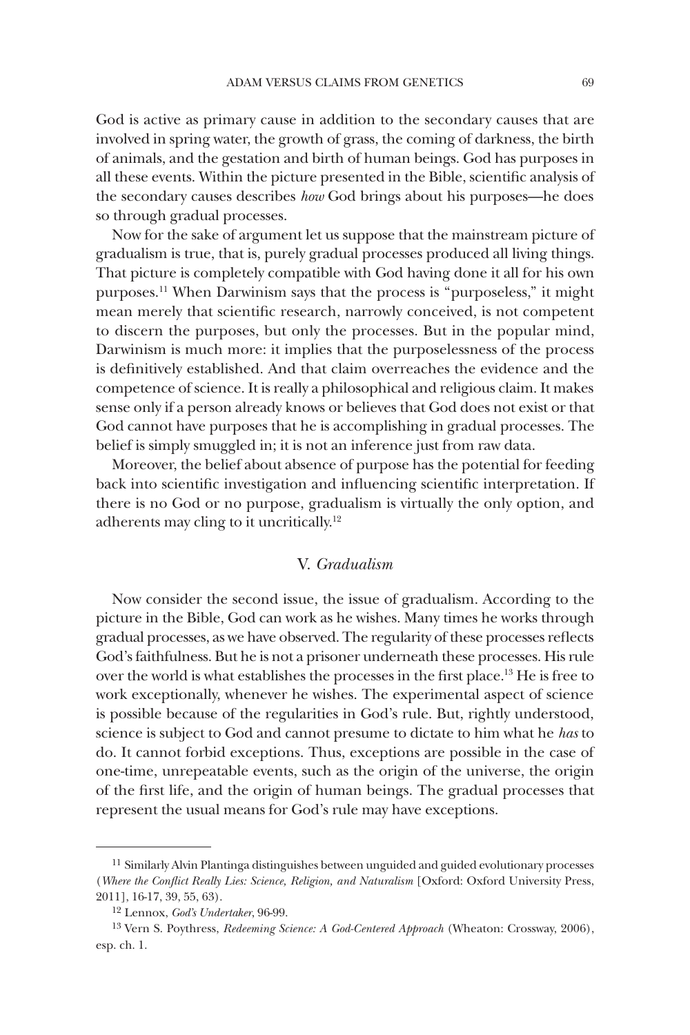God is active as primary cause in addition to the secondary causes that are involved in spring water, the growth of grass, the coming of darkness, the birth of animals, and the gestation and birth of human beings. God has purposes in all these events. Within the picture presented in the Bible, scientific analysis of the secondary causes describes *how* God brings about his purposes—he does so through gradual processes.

Now for the sake of argument let us suppose that the mainstream picture of gradualism is true, that is, purely gradual processes produced all living things. That picture is completely compatible with God having done it all for his own purposes.[11] When Darwinism says that the process is "purposeless," it might mean merely that scientific research, narrowly conceived, is not competent to discern the purposes, but only the processes. But in the popular mind, Darwinism is much more: it implies that the purposelessness of the process is definitively established. And that claim overreaches the evidence and the competence of science. It is really a philosophical and religious claim. It makes sense only if a person already knows or believes that God does not exist or that God cannot have purposes that he is accomplishing in gradual processes. The belief is simply smuggled in; it is not an inference just from raw data.

Moreover, the belief about absence of purpose has the potential for feeding back into scientific investigation and influencing scientific interpretation. If there is no God or no purpose, gradualism is virtually the only option, and adherents may cling to it uncritically.[12]

## V. *Gradualism*

Now consider the second issue, the issue of gradualism. According to the picture in the Bible, God can work as he wishes. Many times he works through gradual processes, as we have observed. The regularity of these processes reflects God's faithfulness. But he is not a prisoner underneath these processes. His rule over the world is what establishes the processes in the first place.[13] He is free to work exceptionally, whenever he wishes. The experimental aspect of science is possible because of the regularities in God's rule. But, rightly understood, science is subject to God and cannot presume to dictate to him what he *has* to do. It cannot forbid exceptions. Thus, exceptions are possible in the case of one-time, unrepeatable events, such as the origin of the universe, the origin of the first life, and the origin of human beings. The gradual processes that represent the usual means for God's rule may have exceptions.

---

[11] Similarly Alvin Plantinga distinguishes between unguided and guided evolutionary processes (*Where the Conflict Really Lies: Science, Religion, and Naturalism* [Oxford: Oxford University Press, 2011], 16-17, 39, 55, 63).

[12] Lennox, *God's Undertaker*, 96-99.

[13] Vern S. Poythress, *Redeeming Science: A God-Centered Approach* (Wheaton: Crossway, 2006), esp. ch. 1.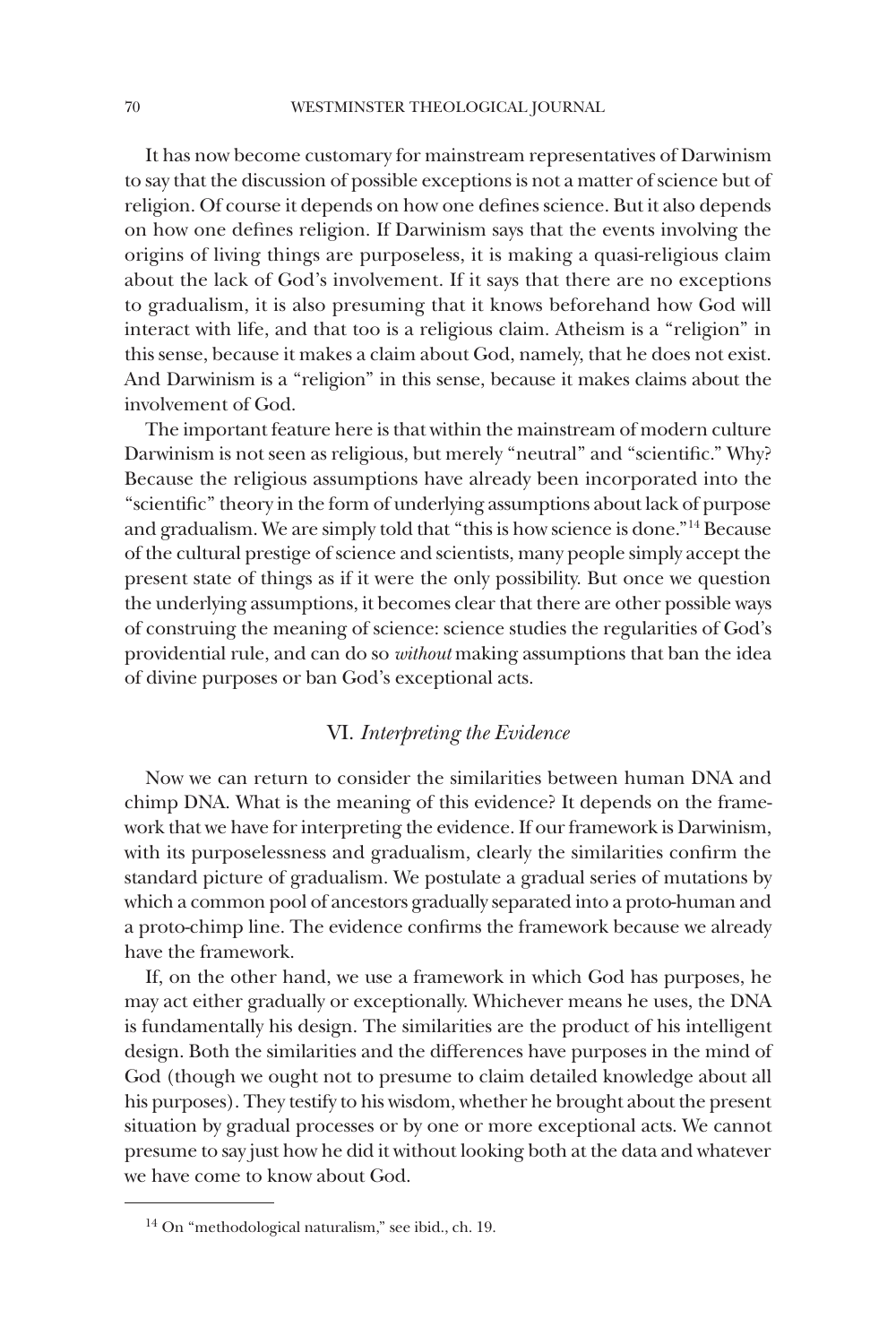It has now become customary for mainstream representatives of Darwinism to say that the discussion of possible exceptions is not a matter of science but of religion. Of course it depends on how one defines science. But it also depends on how one defines religion. If Darwinism says that the events involving the origins of living things are purposeless, it is making a quasi-religious claim about the lack of God's involvement. If it says that there are no exceptions to gradualism, it is also presuming that it knows beforehand how God will interact with life, and that too is a religious claim. Atheism is a "religion" in this sense, because it makes a claim about God, namely, that he does not exist. And Darwinism is a "religion" in this sense, because it makes claims about the involvement of God.

The important feature here is that within the mainstream of modern culture Darwinism is not seen as religious, but merely "neutral" and "scientific." Why? Because the religious assumptions have already been incorporated into the "scientific" theory in the form of underlying assumptions about lack of purpose and gradualism. We are simply told that "this is how science is done."[14] Because of the cultural prestige of science and scientists, many people simply accept the present state of things as if it were the only possibility. But once we question the underlying assumptions, it becomes clear that there are other possible ways of construing the meaning of science: science studies the regularities of God's providential rule, and can do so *without* making assumptions that ban the idea of divine purposes or ban God's exceptional acts.

## VI. *Interpreting the Evidence*

Now we can return to consider the similarities between human DNA and chimp DNA. What is the meaning of this evidence? It depends on the framework that we have for interpreting the evidence. If our framework is Darwinism, with its purposelessness and gradualism, clearly the similarities confirm the standard picture of gradualism. We postulate a gradual series of mutations by which a common pool of ancestors gradually separated into a proto-human and a proto-chimp line. The evidence confirms the framework because we already have the framework.

If, on the other hand, we use a framework in which God has purposes, he may act either gradually or exceptionally. Whichever means he uses, the DNA is fundamentally his design. The similarities are the product of his intelligent design. Both the similarities and the differences have purposes in the mind of God (though we ought not to presume to claim detailed knowledge about all his purposes). They testify to his wisdom, whether he brought about the present situation by gradual processes or by one or more exceptional acts. We cannot presume to say just how he did it without looking both at the data and whatever we have come to know about God.

[14] On "methodological naturalism," see ibid., ch. 19.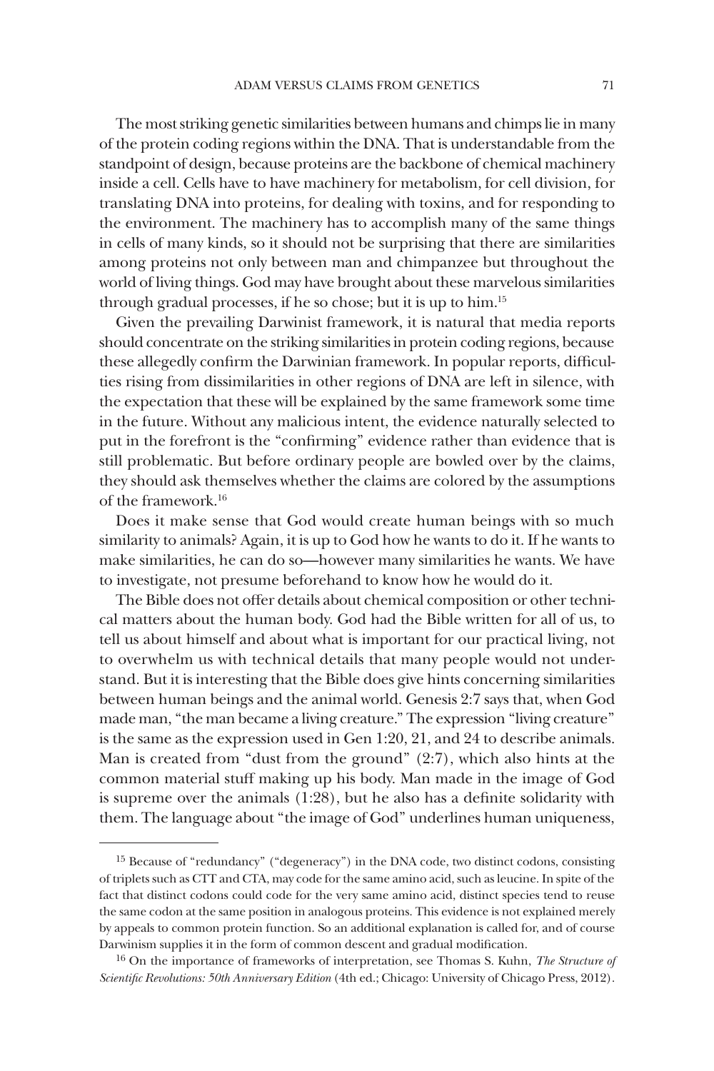The most striking genetic similarities between humans and chimps lie in many of the protein coding regions within the DNA. That is understandable from the standpoint of design, because proteins are the backbone of chemical machinery inside a cell. Cells have to have machinery for metabolism, for cell division, for translating DNA into proteins, for dealing with toxins, and for responding to the environment. The machinery has to accomplish many of the same things in cells of many kinds, so it should not be surprising that there are similarities among proteins not only between man and chimpanzee but throughout the world of living things. God may have brought about these marvelous similarities through gradual processes, if he so chose; but it is up to him.[15]

Given the prevailing Darwinist framework, it is natural that media reports should concentrate on the striking similarities in protein coding regions, because these allegedly confirm the Darwinian framework. In popular reports, difficulties rising from dissimilarities in other regions of DNA are left in silence, with the expectation that these will be explained by the same framework some time in the future. Without any malicious intent, the evidence naturally selected to put in the forefront is the "confirming" evidence rather than evidence that is still problematic. But before ordinary people are bowled over by the claims, they should ask themselves whether the claims are colored by the assumptions of the framework.[16]

Does it make sense that God would create human beings with so much similarity to animals? Again, it is up to God how he wants to do it. If he wants to make similarities, he can do so—however many similarities he wants. We have to investigate, not presume beforehand to know how he would do it.

The Bible does not offer details about chemical composition or other technical matters about the human body. God had the Bible written for all of us, to tell us about himself and about what is important for our practical living, not to overwhelm us with technical details that many people would not understand. But it is interesting that the Bible does give hints concerning similarities between human beings and the animal world. Genesis 2:7 says that, when God made man, "the man became a living creature." The expression "living creature" is the same as the expression used in Gen 1:20, 21, and 24 to describe animals. Man is created from "dust from the ground" (2:7), which also hints at the common material stuff making up his body. Man made in the image of God is supreme over the animals (1:28), but he also has a definite solidarity with them. The language about "the image of God" underlines human uniqueness,

---

[15] Because of "redundancy" ("degeneracy") in the DNA code, two distinct codons, consisting of triplets such as CTT and CTA, may code for the same amino acid, such as leucine. In spite of the fact that distinct codons could code for the very same amino acid, distinct species tend to reuse the same codon at the same position in analogous proteins. This evidence is not explained merely by appeals to common protein function. So an additional explanation is called for, and of course Darwinism supplies it in the form of common descent and gradual modification.

[16] On the importance of frameworks of interpretation, see Thomas S. Kuhn, *The Structure of Scientific Revolutions: 50th Anniversary Edition* (4th ed.; Chicago: University of Chicago Press, 2012).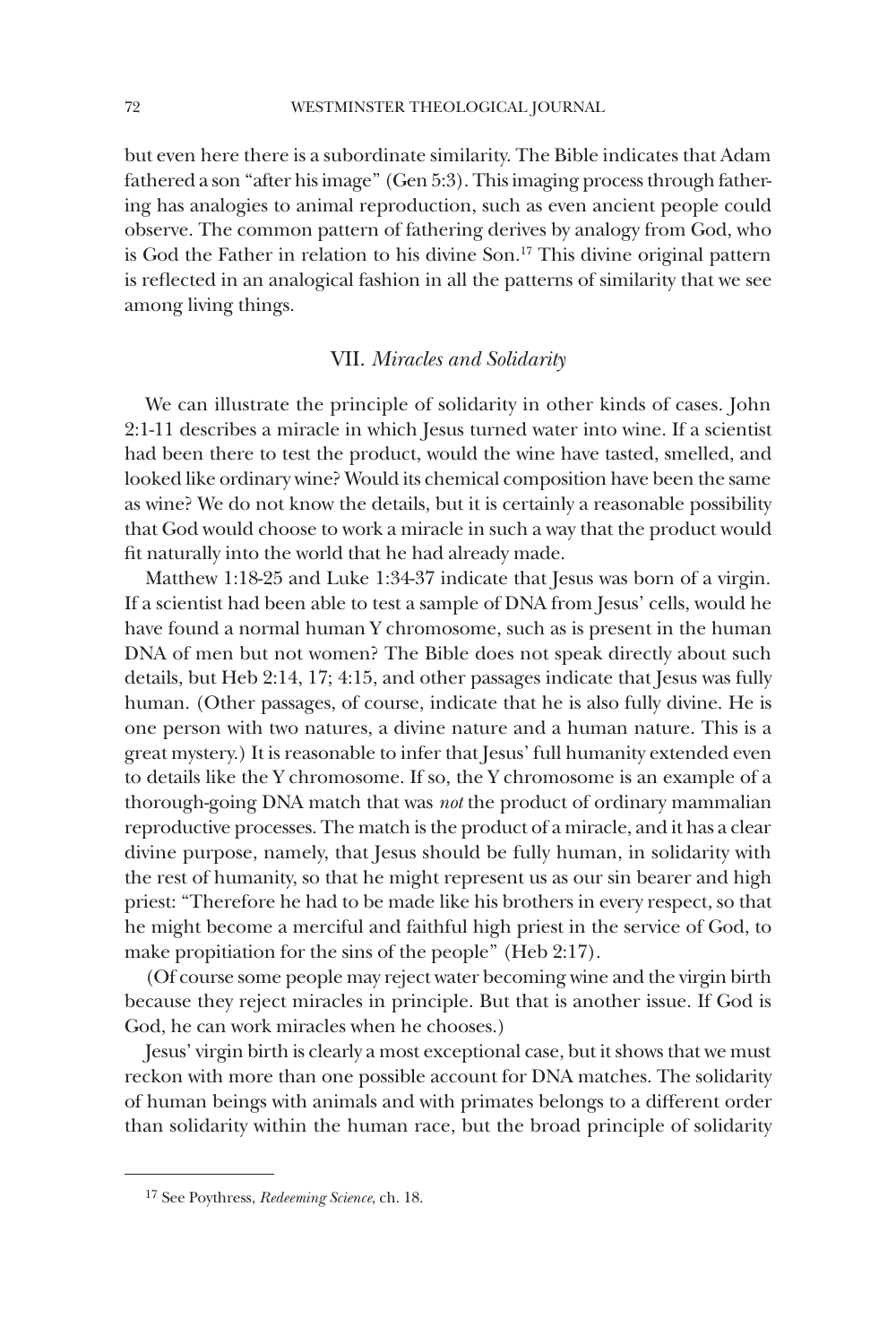but even here there is a subordinate similarity. The Bible indicates that Adam fathered a son "after his image" (Gen 5:3). This imaging process through fathering has analogies to animal reproduction, such as even ancient people could observe. The common pattern of fathering derives by analogy from God, who is God the Father in relation to his divine Son.[17] This divine original pattern is reflected in an analogical fashion in all the patterns of similarity that we see among living things.

## VII. *Miracles and Solidarity*

We can illustrate the principle of solidarity in other kinds of cases. John 2:1-11 describes a miracle in which Jesus turned water into wine. If a scientist had been there to test the product, would the wine have tasted, smelled, and looked like ordinary wine? Would its chemical composition have been the same as wine? We do not know the details, but it is certainly a reasonable possibility that God would choose to work a miracle in such a way that the product would fit naturally into the world that he had already made.

Matthew 1:18-25 and Luke 1:34-37 indicate that Jesus was born of a virgin. If a scientist had been able to test a sample of DNA from Jesus' cells, would he have found a normal human Y chromosome, such as is present in the human DNA of men but not women? The Bible does not speak directly about such details, but Heb 2:14, 17; 4:15, and other passages indicate that Jesus was fully human. (Other passages, of course, indicate that he is also fully divine. He is one person with two natures, a divine nature and a human nature. This is a great mystery.) It is reasonable to infer that Jesus' full humanity extended even to details like the Y chromosome. If so, the Y chromosome is an example of a thorough-going DNA match that was *not* the product of ordinary mammalian reproductive processes. The match is the product of a miracle, and it has a clear divine purpose, namely, that Jesus should be fully human, in solidarity with the rest of humanity, so that he might represent us as our sin bearer and high priest: "Therefore he had to be made like his brothers in every respect, so that he might become a merciful and faithful high priest in the service of God, to make propitiation for the sins of the people" (Heb 2:17).

(Of course some people may reject water becoming wine and the virgin birth because they reject miracles in principle. But that is another issue. If God is God, he can work miracles when he chooses.)

Jesus' virgin birth is clearly a most exceptional case, but it shows that we must reckon with more than one possible account for DNA matches. The solidarity of human beings with animals and with primates belongs to a different order than solidarity within the human race, but the broad principle of solidarity

---

[17] See Poythress, *Redeeming Science*, ch. 18.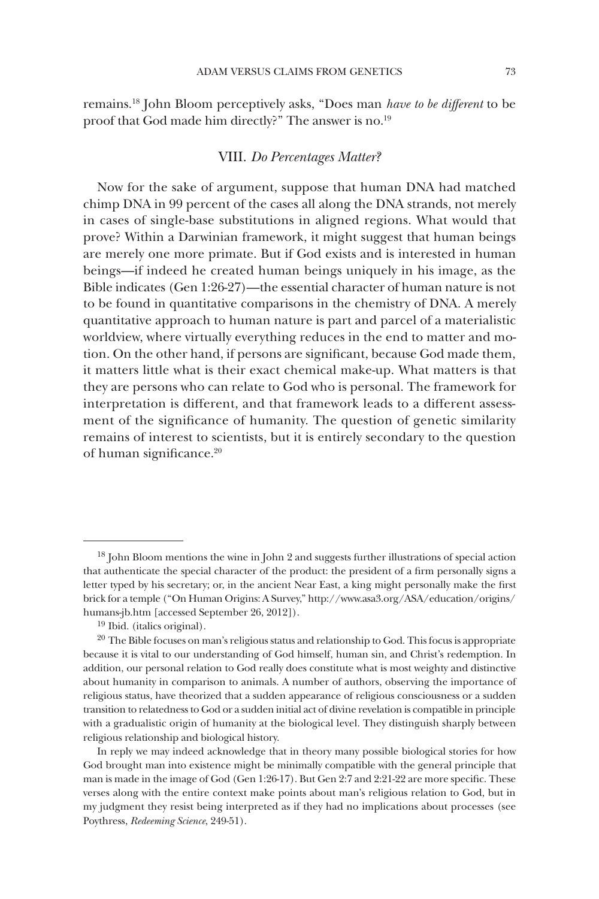remains.[18] John Bloom perceptively asks, "Does man *have to be different* to be proof that God made him directly?" The answer is no.[19]

## VIII. *Do Percentages Matter?*

Now for the sake of argument, suppose that human DNA had matched chimp DNA in 99 percent of the cases all along the DNA strands, not merely in cases of single-base substitutions in aligned regions. What would that prove? Within a Darwinian framework, it might suggest that human beings are merely one more primate. But if God exists and is interested in human beings—if indeed he created human beings uniquely in his image, as the Bible indicates (Gen 1:26-27)—the essential character of human nature is not to be found in quantitative comparisons in the chemistry of DNA. A merely quantitative approach to human nature is part and parcel of a materialistic worldview, where virtually everything reduces in the end to matter and motion. On the other hand, if persons are significant, because God made them, it matters little what is their exact chemical make-up. What matters is that they are persons who can relate to God who is personal. The framework for interpretation is different, and that framework leads to a different assessment of the significance of humanity. The question of genetic similarity remains of interest to scientists, but it is entirely secondary to the question of human significance.[20]

---

[18] John Bloom mentions the wine in John 2 and suggests further illustrations of special action that authenticate the special character of the product: the president of a firm personally signs a letter typed by his secretary; or, in the ancient Near East, a king might personally make the first brick for a temple ("On Human Origins: A Survey," http://www.asa3.org/ASA/education/origins/humans-jb.htm [accessed September 26, 2012]).

[19] Ibid. (italics original).

[20] The Bible focuses on man's religious status and relationship to God. This focus is appropriate because it is vital to our understanding of God himself, human sin, and Christ's redemption. In addition, our personal relation to God really does constitute what is most weighty and distinctive about humanity in comparison to animals. A number of authors, observing the importance of religious status, have theorized that a sudden appearance of religious consciousness or a sudden transition to relatedness to God or a sudden initial act of divine revelation is compatible in principle with a gradualistic origin of humanity at the biological level. They distinguish sharply between religious relationship and biological history.

In reply we may indeed acknowledge that in theory many possible biological stories for how God brought man into existence might be minimally compatible with the general principle that man is made in the image of God (Gen 1:26-17). But Gen 2:7 and 2:21-22 are more specific. These verses along with the entire context make points about man's religious relation to God, but in my judgment they resist being interpreted as if they had no implications about processes (see Poythress, *Redeeming Science*, 249-51).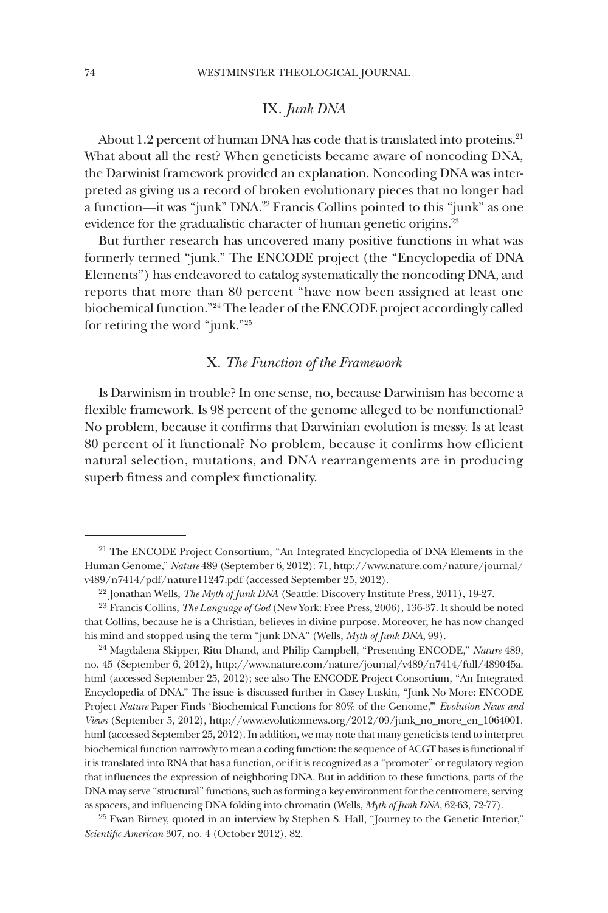## IX. *Junk DNA*

About 1.2 percent of human DNA has code that is translated into proteins.[21] What about all the rest? When geneticists became aware of noncoding DNA, the Darwinist framework provided an explanation. Noncoding DNA was interpreted as giving us a record of broken evolutionary pieces that no longer had a function—it was "junk" DNA.[22] Francis Collins pointed to this "junk" as one evidence for the gradualistic character of human genetic origins.[23]

But further research has uncovered many positive functions in what was formerly termed "junk." The ENCODE project (the "Encyclopedia of DNA Elements") has endeavored to catalog systematically the noncoding DNA, and reports that more than 80 percent "have now been assigned at least one biochemical function."[24] The leader of the ENCODE project accordingly called for retiring the word "junk."[25]

## X. *The Function of the Framework*

Is Darwinism in trouble? In one sense, no, because Darwinism has become a flexible framework. Is 98 percent of the genome alleged to be nonfunctional? No problem, because it confirms that Darwinian evolution is messy. Is at least 80 percent of it functional? No problem, because it confirms how efficient natural selection, mutations, and DNA rearrangements are in producing superb fitness and complex functionality.

---

[21] The ENCODE Project Consortium, "An Integrated Encyclopedia of DNA Elements in the Human Genome," *Nature* 489 (September 6, 2012): 71, http://www.nature.com/nature/journal/v489/n7414/pdf/nature11247.pdf (accessed September 25, 2012).

[22] Jonathan Wells, *The Myth of Junk DNA* (Seattle: Discovery Institute Press, 2011), 19-27.

[23] Francis Collins, *The Language of God* (New York: Free Press, 2006), 136-37. It should be noted that Collins, because he is a Christian, believes in divine purpose. Moreover, he has now changed his mind and stopped using the term "junk DNA" (Wells, *Myth of Junk DNA*, 99).

[24] Magdalena Skipper, Ritu Dhand, and Philip Campbell, "Presenting ENCODE," *Nature* 489, no. 45 (September 6, 2012), http://www.nature.com/nature/journal/v489/n7414/full/489045a.html (accessed September 25, 2012); see also The ENCODE Project Consortium, "An Integrated Encyclopedia of DNA." The issue is discussed further in Casey Luskin, "Junk No More: ENCODE Project *Nature* Paper Finds 'Biochemical Functions for 80% of the Genome,'" *Evolution News and Views* (September 5, 2012), http://www.evolutionnews.org/2012/09/junk_no_more_en_1064001.html (accessed September 25, 2012). In addition, we may note that many geneticists tend to interpret biochemical function narrowly to mean a coding function: the sequence of ACGT bases is functional if it is translated into RNA that has a function, or if it is recognized as a "promoter" or regulatory region that influences the expression of neighboring DNA. But in addition to these functions, parts of the DNA may serve "structural" functions, such as forming a key environment for the centromere, serving as spacers, and influencing DNA folding into chromatin (Wells, *Myth of Junk DNA*, 62-63, 72-77).

[25] Ewan Birney, quoted in an interview by Stephen S. Hall, "Journey to the Genetic Interior," *Scientific American* 307, no. 4 (October 2012), 82.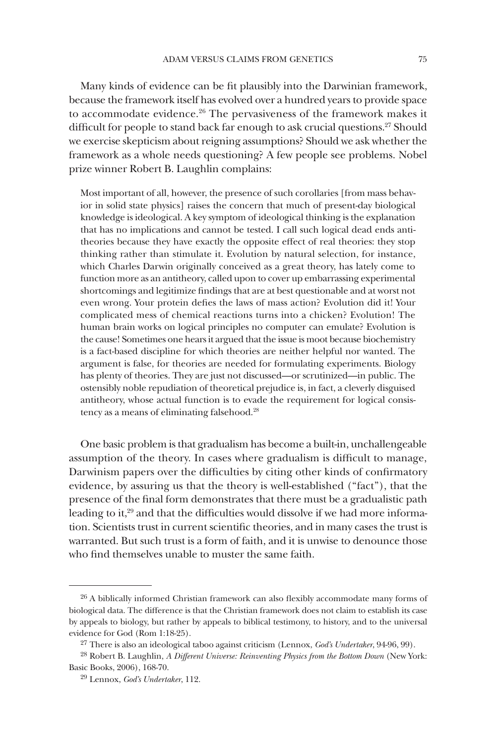Many kinds of evidence can be fit plausibly into the Darwinian framework, because the framework itself has evolved over a hundred years to provide space to accommodate evidence.[26] The pervasiveness of the framework makes it difficult for people to stand back far enough to ask crucial questions.[27] Should we exercise skepticism about reigning assumptions? Should we ask whether the framework as a whole needs questioning? A few people see problems. Nobel prize winner Robert B. Laughlin complains:

> Most important of all, however, the presence of such corollaries [from mass behavior in solid state physics] raises the concern that much of present-day biological knowledge is ideological. A key symptom of ideological thinking is the explanation that has no implications and cannot be tested. I call such logical dead ends antitheories because they have exactly the opposite effect of real theories: they stop thinking rather than stimulate it. Evolution by natural selection, for instance, which Charles Darwin originally conceived as a great theory, has lately come to function more as an antitheory, called upon to cover up embarrassing experimental shortcomings and legitimize findings that are at best questionable and at worst not even wrong. Your protein defies the laws of mass action? Evolution did it! Your complicated mess of chemical reactions turns into a chicken? Evolution! The human brain works on logical principles no computer can emulate? Evolution is the cause! Sometimes one hears it argued that the issue is moot because biochemistry is a fact-based discipline for which theories are neither helpful nor wanted. The argument is false, for theories are needed for formulating experiments. Biology has plenty of theories. They are just not discussed—or scrutinized—in public. The ostensibly noble repudiation of theoretical prejudice is, in fact, a cleverly disguised antitheory, whose actual function is to evade the requirement for logical consistency as a means of eliminating falsehood.[28]

One basic problem is that gradualism has become a built-in, unchallengeable assumption of the theory. In cases where gradualism is difficult to manage, Darwinism papers over the difficulties by citing other kinds of confirmatory evidence, by assuring us that the theory is well-established ("fact"), that the presence of the final form demonstrates that there must be a gradualistic path leading to it,[29] and that the difficulties would dissolve if we had more information. Scientists trust in current scientific theories, and in many cases the trust is warranted. But such trust is a form of faith, and it is unwise to denounce those who find themselves unable to muster the same faith.

---

[26] A biblically informed Christian framework can also flexibly accommodate many forms of biological data. The difference is that the Christian framework does not claim to establish its case by appeals to biology, but rather by appeals to biblical testimony, to history, and to the universal evidence for God (Rom 1:18-25).

[27] There is also an ideological taboo against criticism (Lennox, *God's Undertaker*, 94-96, 99).

[28] Robert B. Laughlin, *A Different Universe: Reinventing Physics from the Bottom Down* (New York: Basic Books, 2006), 168-70.

[29] Lennox, *God's Undertaker*, 112.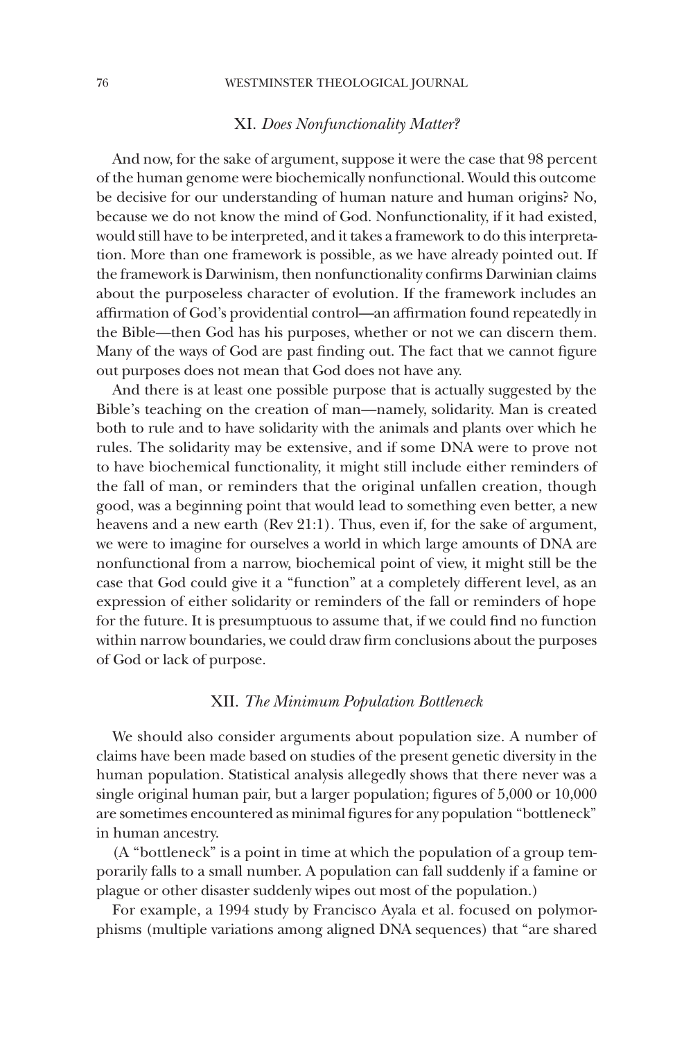## XI. *Does Nonfunctionality Matter?*

And now, for the sake of argument, suppose it were the case that 98 percent of the human genome were biochemically nonfunctional. Would this outcome be decisive for our understanding of human nature and human origins? No, because we do not know the mind of God. Nonfunctionality, if it had existed, would still have to be interpreted, and it takes a framework to do this interpretation. More than one framework is possible, as we have already pointed out. If the framework is Darwinism, then nonfunctionality confirms Darwinian claims about the purposeless character of evolution. If the framework includes an affirmation of God's providential control—an affirmation found repeatedly in the Bible—then God has his purposes, whether or not we can discern them. Many of the ways of God are past finding out. The fact that we cannot figure out purposes does not mean that God does not have any.

And there is at least one possible purpose that is actually suggested by the Bible's teaching on the creation of man—namely, solidarity. Man is created both to rule and to have solidarity with the animals and plants over which he rules. The solidarity may be extensive, and if some DNA were to prove not to have biochemical functionality, it might still include either reminders of the fall of man, or reminders that the original unfallen creation, though good, was a beginning point that would lead to something even better, a new heavens and a new earth (Rev 21:1). Thus, even if, for the sake of argument, we were to imagine for ourselves a world in which large amounts of DNA are nonfunctional from a narrow, biochemical point of view, it might still be the case that God could give it a "function" at a completely different level, as an expression of either solidarity or reminders of the fall or reminders of hope for the future. It is presumptuous to assume that, if we could find no function within narrow boundaries, we could draw firm conclusions about the purposes of God or lack of purpose.

## XII. *The Minimum Population Bottleneck*

We should also consider arguments about population size. A number of claims have been made based on studies of the present genetic diversity in the human population. Statistical analysis allegedly shows that there never was a single original human pair, but a larger population; figures of 5,000 or 10,000 are sometimes encountered as minimal figures for any population "bottleneck" in human ancestry.

(A "bottleneck" is a point in time at which the population of a group temporarily falls to a small number. A population can fall suddenly if a famine or plague or other disaster suddenly wipes out most of the population.)

For example, a 1994 study by Francisco Ayala et al. focused on polymorphisms (multiple variations among aligned DNA sequences) that "are shared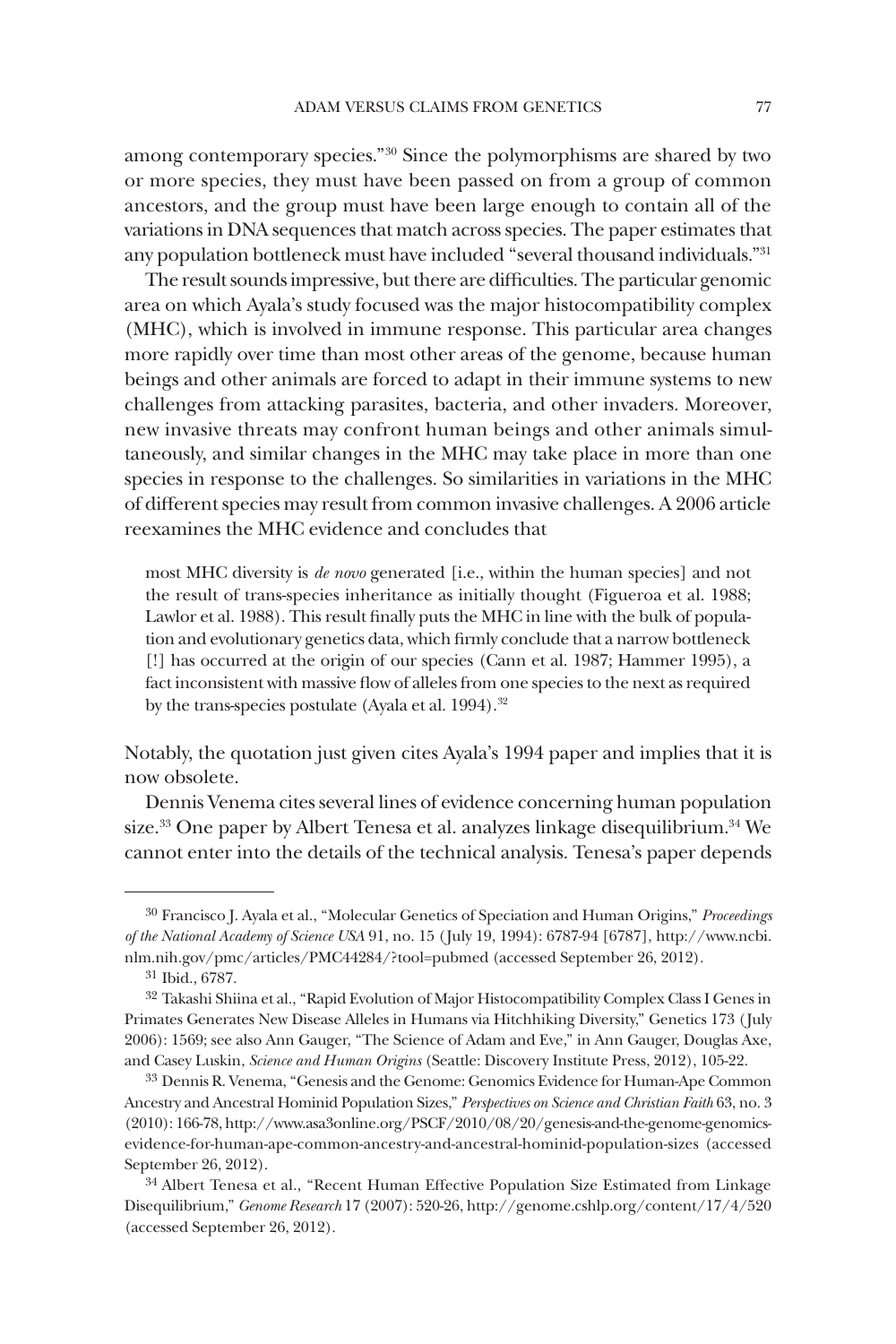among contemporary species."[30] Since the polymorphisms are shared by two or more species, they must have been passed on from a group of common ancestors, and the group must have been large enough to contain all of the variations in DNA sequences that match across species. The paper estimates that any population bottleneck must have included "several thousand individuals."[31]

The result sounds impressive, but there are difficulties. The particular genomic area on which Ayala's study focused was the major histocompatibility complex (MHC), which is involved in immune response. This particular area changes more rapidly over time than most other areas of the genome, because human beings and other animals are forced to adapt in their immune systems to new challenges from attacking parasites, bacteria, and other invaders. Moreover, new invasive threats may confront human beings and other animals simultaneously, and similar changes in the MHC may take place in more than one species in response to the challenges. So similarities in variations in the MHC of different species may result from common invasive challenges. A 2006 article reexamines the MHC evidence and concludes that

> most MHC diversity is *de novo* generated [i.e., within the human species] and not the result of trans-species inheritance as initially thought (Figueroa et al. 1988; Lawlor et al. 1988). This result finally puts the MHC in line with the bulk of population and evolutionary genetics data, which firmly conclude that a narrow bottleneck [!] has occurred at the origin of our species (Cann et al. 1987; Hammer 1995), a fact inconsistent with massive flow of alleles from one species to the next as required by the trans-species postulate (Ayala et al. 1994).[32]

Notably, the quotation just given cites Ayala's 1994 paper and implies that it is now obsolete.

Dennis Venema cites several lines of evidence concerning human population size.[33] One paper by Albert Tenesa et al. analyzes linkage disequilibrium.[34] We cannot enter into the details of the technical analysis. Tenesa's paper depends

---

[30] Francisco J. Ayala et al., "Molecular Genetics of Speciation and Human Origins," *Proceedings of the National Academy of Science USA* 91, no. 15 (July 19, 1994): 6787-94 [6787], http://www.ncbi.nlm.nih.gov/pmc/articles/PMC44284/?tool=pubmed (accessed September 26, 2012).

[31] Ibid., 6787.

[32] Takashi Shiina et al., "Rapid Evolution of Major Histocompatibility Complex Class I Genes in Primates Generates New Disease Alleles in Humans via Hitchhiking Diversity," Genetics 173 (July 2006): 1569; see also Ann Gauger, "The Science of Adam and Eve," in Ann Gauger, Douglas Axe, and Casey Luskin, *Science and Human Origins* (Seattle: Discovery Institute Press, 2012), 105-22.

[33] Dennis R. Venema, "Genesis and the Genome: Genomics Evidence for Human-Ape Common Ancestry and Ancestral Hominid Population Sizes," *Perspectives on Science and Christian Faith* 63, no. 3 (2010): 166-78, http://www.asa3online.org/PSCF/2010/08/20/genesis-and-the-genome-genomics-evidence-for-human-ape-common-ancestry-and-ancestral-hominid-population-sizes (accessed September 26, 2012).

[34] Albert Tenesa et al., "Recent Human Effective Population Size Estimated from Linkage Disequilibrium," *Genome Research* 17 (2007): 520-26, http://genome.cshlp.org/content/17/4/520 (accessed September 26, 2012).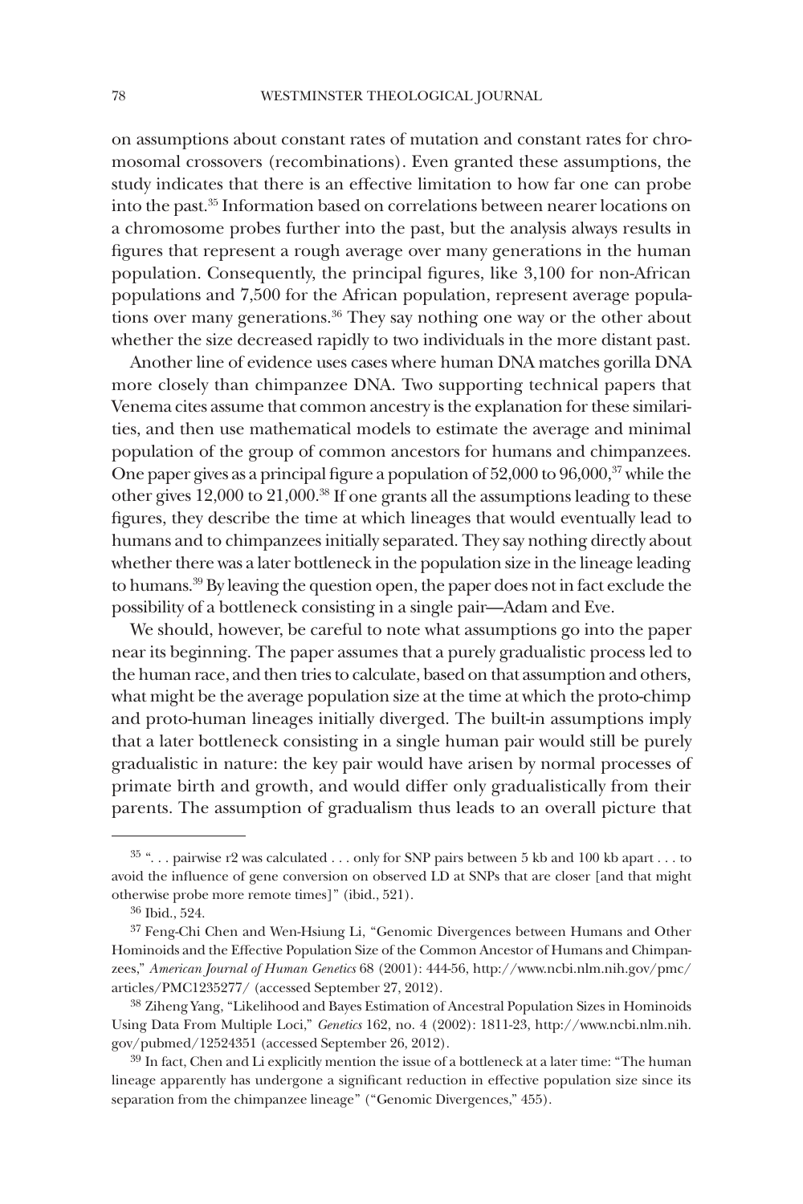on assumptions about constant rates of mutation and constant rates for chromosomal crossovers (recombinations). Even granted these assumptions, the study indicates that there is an effective limitation to how far one can probe into the past.[35] Information based on correlations between nearer locations on a chromosome probes further into the past, but the analysis always results in figures that represent a rough average over many generations in the human population. Consequently, the principal figures, like 3,100 for non-African populations and 7,500 for the African population, represent average populations over many generations.[36] They say nothing one way or the other about whether the size decreased rapidly to two individuals in the more distant past.

Another line of evidence uses cases where human DNA matches gorilla DNA more closely than chimpanzee DNA. Two supporting technical papers that Venema cites assume that common ancestry is the explanation for these similarities, and then use mathematical models to estimate the average and minimal population of the group of common ancestors for humans and chimpanzees. One paper gives as a principal figure a population of 52,000 to 96,000,[37] while the other gives 12,000 to 21,000.[38] If one grants all the assumptions leading to these figures, they describe the time at which lineages that would eventually lead to humans and to chimpanzees initially separated. They say nothing directly about whether there was a later bottleneck in the population size in the lineage leading to humans.[39] By leaving the question open, the paper does not in fact exclude the possibility of a bottleneck consisting in a single pair—Adam and Eve.

We should, however, be careful to note what assumptions go into the paper near its beginning. The paper assumes that a purely gradualistic process led to the human race, and then tries to calculate, based on that assumption and others, what might be the average population size at the time at which the proto-chimp and proto-human lineages initially diverged. The built-in assumptions imply that a later bottleneck consisting in a single human pair would still be purely gradualistic in nature: the key pair would have arisen by normal processes of primate birth and growth, and would differ only gradualistically from their parents. The assumption of gradualism thus leads to an overall picture that

---

[35] ". . . pairwise r2 was calculated . . . only for SNP pairs between 5 kb and 100 kb apart . . . to avoid the influence of gene conversion on observed LD at SNPs that are closer [and that might otherwise probe more remote times]" (ibid., 521).

[36] Ibid., 524.

[37] Feng-Chi Chen and Wen-Hsiung Li, "Genomic Divergences between Humans and Other Hominoids and the Effective Population Size of the Common Ancestor of Humans and Chimpanzees," *American Journal of Human Genetics* 68 (2001): 444-56, http://www.ncbi.nlm.nih.gov/pmc/articles/PMC1235277/ (accessed September 27, 2012).

[38] Ziheng Yang, "Likelihood and Bayes Estimation of Ancestral Population Sizes in Hominoids Using Data From Multiple Loci," *Genetics* 162, no. 4 (2002): 1811-23, http://www.ncbi.nlm.nih.gov/pubmed/12524351 (accessed September 26, 2012).

[39] In fact, Chen and Li explicitly mention the issue of a bottleneck at a later time: "The human lineage apparently has undergone a significant reduction in effective population size since its separation from the chimpanzee lineage" ("Genomic Divergences," 455).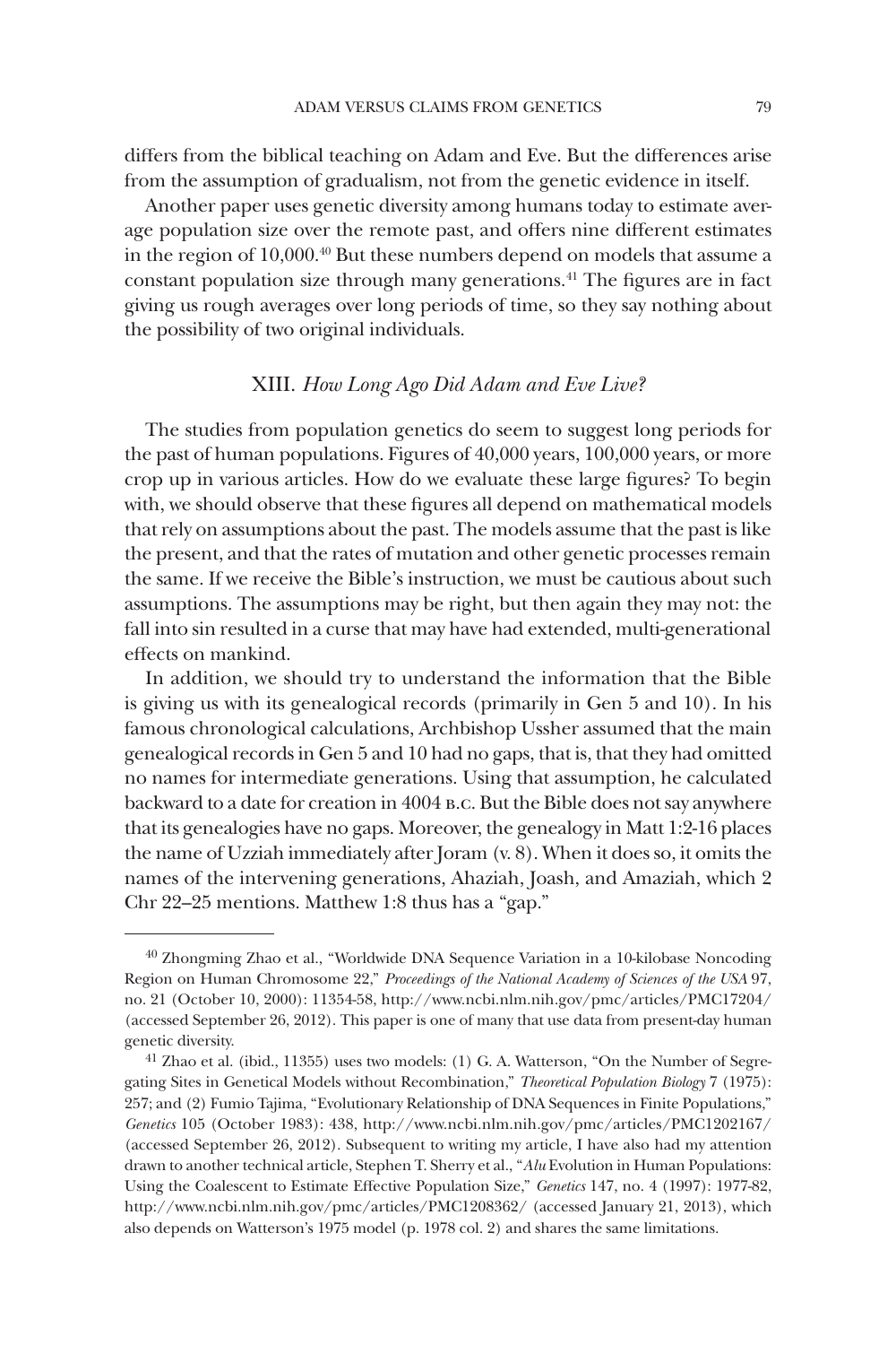differs from the biblical teaching on Adam and Eve. But the differences arise from the assumption of gradualism, not from the genetic evidence in itself.

Another paper uses genetic diversity among humans today to estimate average population size over the remote past, and offers nine different estimates in the region of 10,000.[40] But these numbers depend on models that assume a constant population size through many generations.[41] The figures are in fact giving us rough averages over long periods of time, so they say nothing about the possibility of two original individuals.

## XIII. *How Long Ago Did Adam and Eve Live?*

The studies from population genetics do seem to suggest long periods for the past of human populations. Figures of 40,000 years, 100,000 years, or more crop up in various articles. How do we evaluate these large figures? To begin with, we should observe that these figures all depend on mathematical models that rely on assumptions about the past. The models assume that the past is like the present, and that the rates of mutation and other genetic processes remain the same. If we receive the Bible's instruction, we must be cautious about such assumptions. The assumptions may be right, but then again they may not: the fall into sin resulted in a curse that may have had extended, multi-generational effects on mankind.

In addition, we should try to understand the information that the Bible is giving us with its genealogical records (primarily in Gen 5 and 10). In his famous chronological calculations, Archbishop Ussher assumed that the main genealogical records in Gen 5 and 10 had no gaps, that is, that they had omitted no names for intermediate generations. Using that assumption, he calculated backward to a date for creation in 4004 B.C. But the Bible does not say anywhere that its genealogies have no gaps. Moreover, the genealogy in Matt 1:2-16 places the name of Uzziah immediately after Joram (v. 8). When it does so, it omits the names of the intervening generations, Ahaziah, Joash, and Amaziah, which 2 Chr 22–25 mentions. Matthew 1:8 thus has a "gap."

---

[40] Zhongming Zhao et al., "Worldwide DNA Sequence Variation in a 10-kilobase Noncoding Region on Human Chromosome 22," *Proceedings of the National Academy of Sciences of the USA* 97, no. 21 (October 10, 2000): 11354-58, http://www.ncbi.nlm.nih.gov/pmc/articles/PMC17204/ (accessed September 26, 2012). This paper is one of many that use data from present-day human genetic diversity.

[41] Zhao et al. (ibid., 11355) uses two models: (1) G. A. Watterson, "On the Number of Segregating Sites in Genetical Models without Recombination," *Theoretical Population Biology* 7 (1975): 257; and (2) Fumio Tajima, "Evolutionary Relationship of DNA Sequences in Finite Populations," *Genetics* 105 (October 1983): 438, http://www.ncbi.nlm.nih.gov/pmc/articles/PMC1202167/ (accessed September 26, 2012). Subsequent to writing my article, I have also had my attention drawn to another technical article, Stephen T. Sherry et al., "*Alu* Evolution in Human Populations: Using the Coalescent to Estimate Effective Population Size," *Genetics* 147, no. 4 (1997): 1977-82, http://www.ncbi.nlm.nih.gov/pmc/articles/PMC1208362/ (accessed January 21, 2013), which also depends on Watterson's 1975 model (p. 1978 col. 2) and shares the same limitations.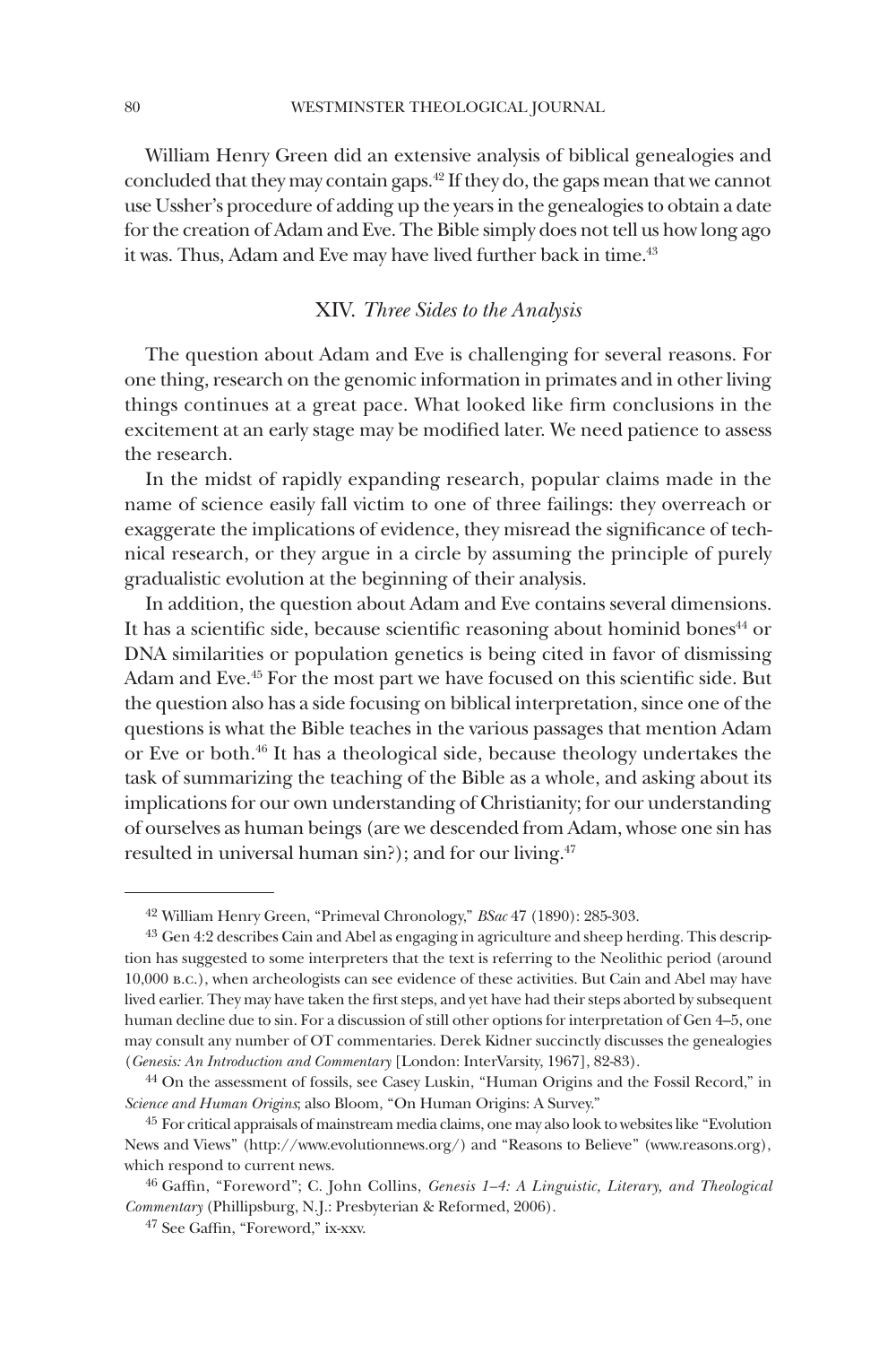William Henry Green did an extensive analysis of biblical genealogies and concluded that they may contain gaps.[42] If they do, the gaps mean that we cannot use Ussher's procedure of adding up the years in the genealogies to obtain a date for the creation of Adam and Eve. The Bible simply does not tell us how long ago it was. Thus, Adam and Eve may have lived further back in time.[43]

## XIV. *Three Sides to the Analysis*

The question about Adam and Eve is challenging for several reasons. For one thing, research on the genomic information in primates and in other living things continues at a great pace. What looked like firm conclusions in the excitement at an early stage may be modified later. We need patience to assess the research.

In the midst of rapidly expanding research, popular claims made in the name of science easily fall victim to one of three failings: they overreach or exaggerate the implications of evidence, they misread the significance of technical research, or they argue in a circle by assuming the principle of purely gradualistic evolution at the beginning of their analysis.

In addition, the question about Adam and Eve contains several dimensions. It has a scientific side, because scientific reasoning about hominid bones[44] or DNA similarities or population genetics is being cited in favor of dismissing Adam and Eve.[45] For the most part we have focused on this scientific side. But the question also has a side focusing on biblical interpretation, since one of the questions is what the Bible teaches in the various passages that mention Adam or Eve or both.[46] It has a theological side, because theology undertakes the task of summarizing the teaching of the Bible as a whole, and asking about its implications for our own understanding of Christianity; for our understanding of ourselves as human beings (are we descended from Adam, whose one sin has resulted in universal human sin?); and for our living.[47]

---

[42] William Henry Green, "Primeval Chronology," *BSac* 47 (1890): 285-303.

[43] Gen 4:2 describes Cain and Abel as engaging in agriculture and sheep herding. This description has suggested to some interpreters that the text is referring to the Neolithic period (around 10,000 B.C.), when archeologists can see evidence of these activities. But Cain and Abel may have lived earlier. They may have taken the first steps, and yet have had their steps aborted by subsequent human decline due to sin. For a discussion of still other options for interpretation of Gen 4–5, one may consult any number of OT commentaries. Derek Kidner succinctly discusses the genealogies (*Genesis: An Introduction and Commentary* [London: InterVarsity, 1967], 82-83).

[44] On the assessment of fossils, see Casey Luskin, "Human Origins and the Fossil Record," in *Science and Human Origins*; also Bloom, "On Human Origins: A Survey."

[45] For critical appraisals of mainstream media claims, one may also look to websites like "Evolution News and Views" (http://www.evolutionnews.org/) and "Reasons to Believe" (www.reasons.org), which respond to current news.

[46] Gaffin, "Foreword"; C. John Collins, *Genesis 1–4: A Linguistic, Literary, and Theological Commentary* (Phillipsburg, N.J.: Presbyterian & Reformed, 2006).

[47] See Gaffin, "Foreword," ix-xxv.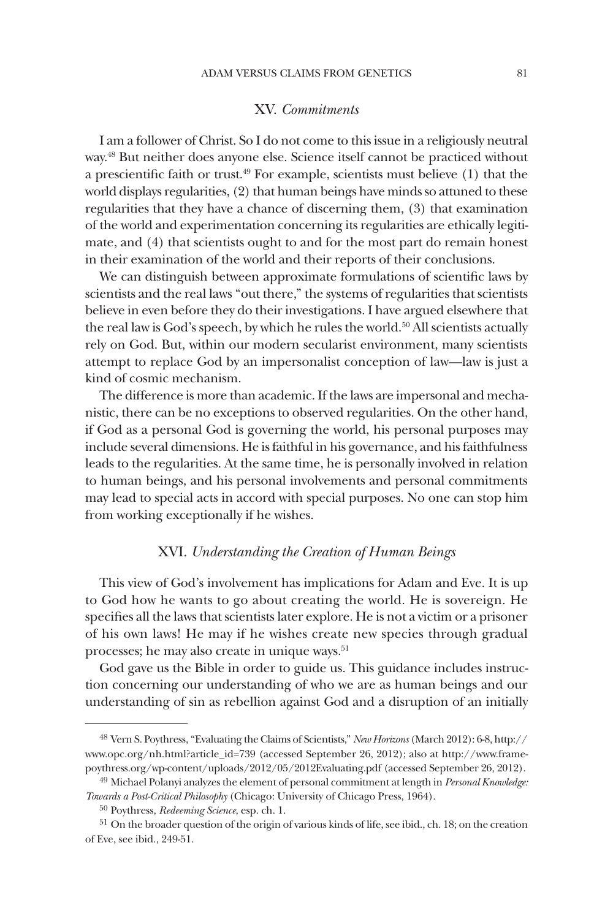## XV. *Commitments*

I am a follower of Christ. So I do not come to this issue in a religiously neutral way.[48] But neither does anyone else. Science itself cannot be practiced without a prescientific faith or trust.[49] For example, scientists must believe (1) that the world displays regularities, (2) that human beings have minds so attuned to these regularities that they have a chance of discerning them, (3) that examination of the world and experimentation concerning its regularities are ethically legitimate, and (4) that scientists ought to and for the most part do remain honest in their examination of the world and their reports of their conclusions.

We can distinguish between approximate formulations of scientific laws by scientists and the real laws "out there," the systems of regularities that scientists believe in even before they do their investigations. I have argued elsewhere that the real law is God's speech, by which he rules the world.[50] All scientists actually rely on God. But, within our modern secularist environment, many scientists attempt to replace God by an impersonalist conception of law—law is just a kind of cosmic mechanism.

The difference is more than academic. If the laws are impersonal and mechanistic, there can be no exceptions to observed regularities. On the other hand, if God as a personal God is governing the world, his personal purposes may include several dimensions. He is faithful in his governance, and his faithfulness leads to the regularities. At the same time, he is personally involved in relation to human beings, and his personal involvements and personal commitments may lead to special acts in accord with special purposes. No one can stop him from working exceptionally if he wishes.

## XVI. *Understanding the Creation of Human Beings*

This view of God's involvement has implications for Adam and Eve. It is up to God how he wants to go about creating the world. He is sovereign. He specifies all the laws that scientists later explore. He is not a victim or a prisoner of his own laws! He may if he wishes create new species through gradual processes; he may also create in unique ways.[51]

God gave us the Bible in order to guide us. This guidance includes instruction concerning our understanding of who we are as human beings and our understanding of sin as rebellion against God and a disruption of an initially

---

[48] Vern S. Poythress, "Evaluating the Claims of Scientists," *New Horizons* (March 2012): 6-8, http://www.opc.org/nh.html?article_id=739 (accessed September 26, 2012); also at http://www.frame-poythress.org/wp-content/uploads/2012/05/2012Evaluating.pdf (accessed September 26, 2012).

[49] Michael Polanyi analyzes the element of personal commitment at length in *Personal Knowledge: Towards a Post-Critical Philosophy* (Chicago: University of Chicago Press, 1964).

[50] Poythress, *Redeeming Science*, esp. ch. 1.

[51] On the broader question of the origin of various kinds of life, see ibid., ch. 18; on the creation of Eve, see ibid., 249-51.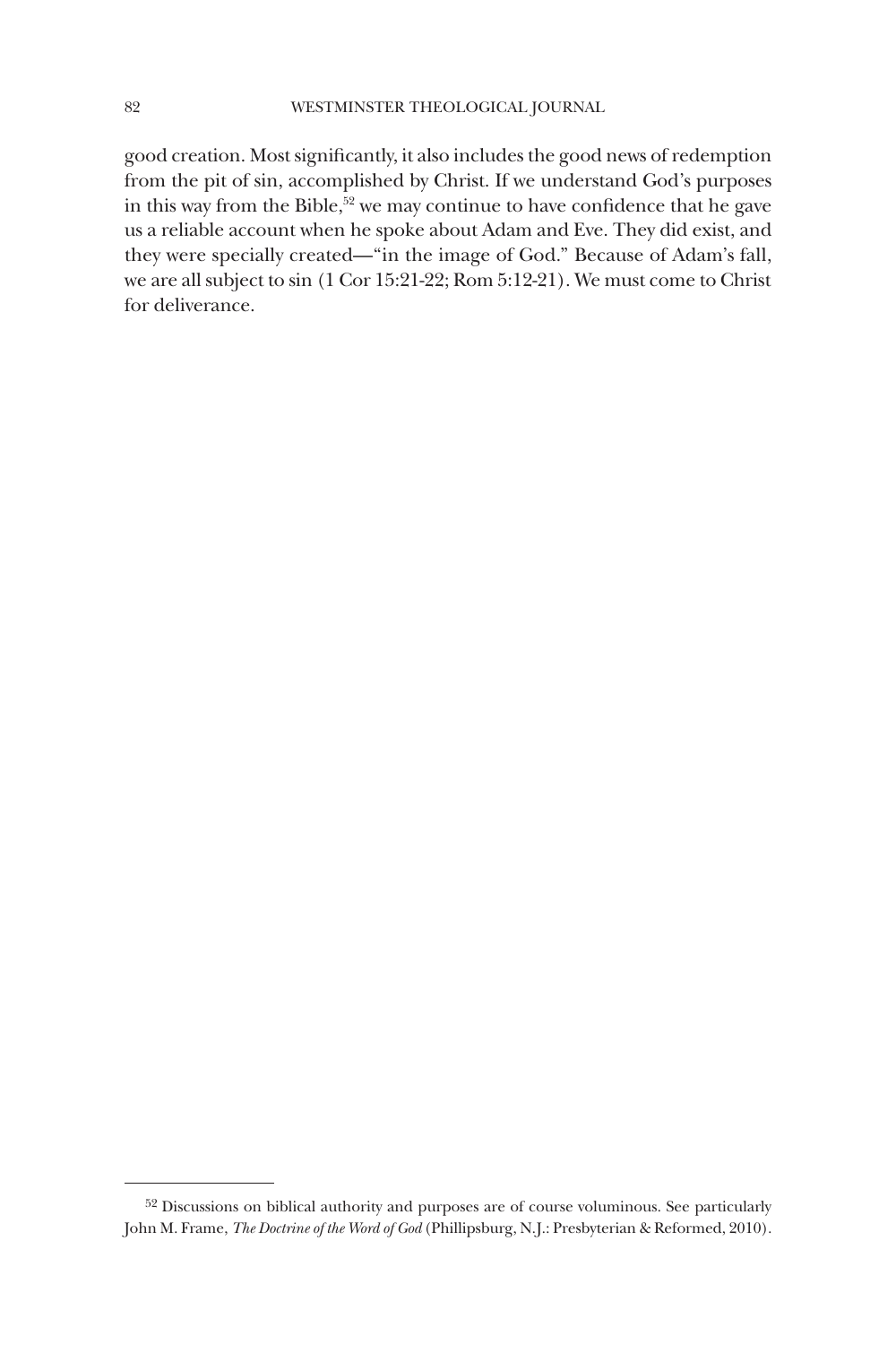good creation. Most significantly, it also includes the good news of redemption from the pit of sin, accomplished by Christ. If we understand God's purposes in this way from the Bible,[52] we may continue to have confidence that he gave us a reliable account when he spoke about Adam and Eve. They did exist, and they were specially created—"in the image of God." Because of Adam's fall, we are all subject to sin (1 Cor 15:21-22; Rom 5:12-21). We must come to Christ for deliverance.

[52] Discussions on biblical authority and purposes are of course voluminous. See particularly John M. Frame, *The Doctrine of the Word of God* (Phillipsburg, N.J.: Presbyterian & Reformed, 2010).